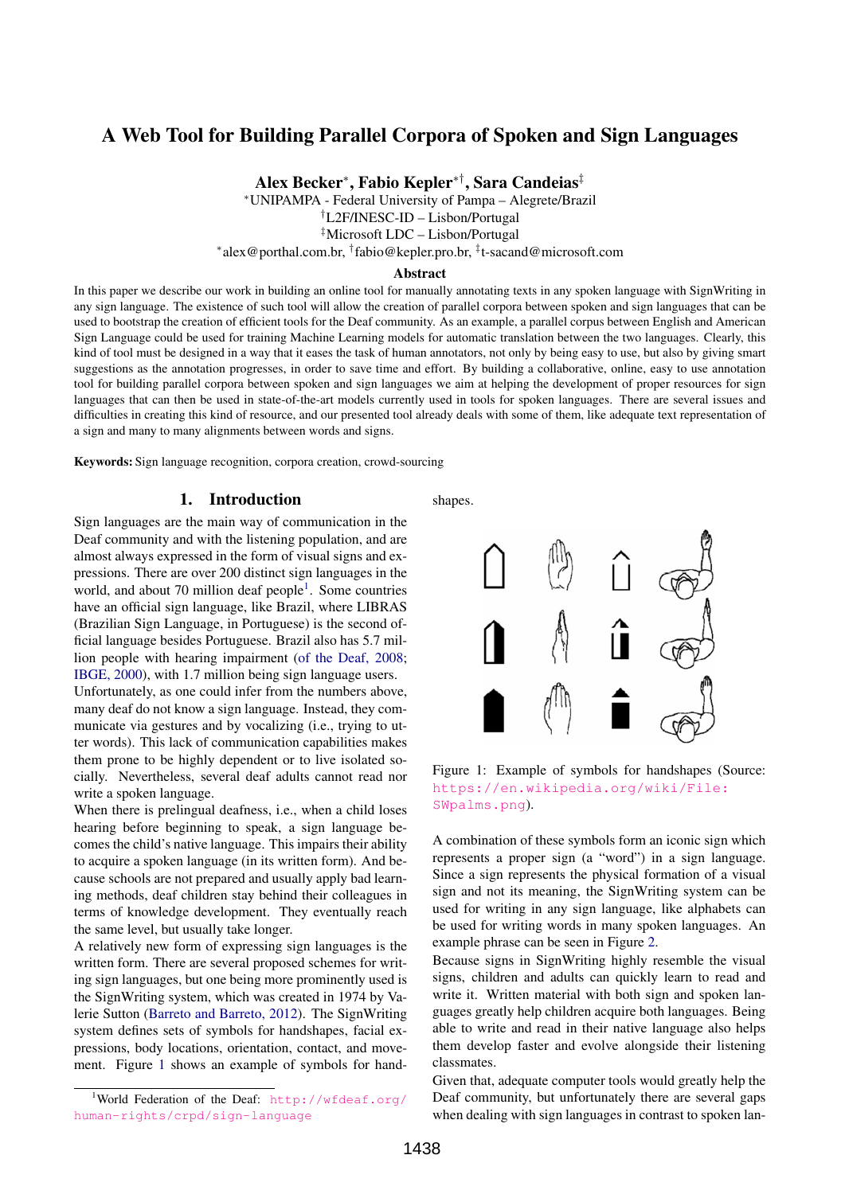# A Web Tool for Building Parallel Corpora of Spoken and Sign Languages

**Alex Becker**[*], **Fabio Kepler**[*†], **Sara Candeias**[‡]

[*]UNIPAMPA - Federal University of Pampa – Alegrete/Brazil
[†]L2F/INESC-ID – Lisbon/Portugal
[‡]Microsoft LDC – Lisbon/Portugal
[*]alex@porthal.com.br, [†]fabio@kepler.pro.br, [‡]t-sacand@microsoft.com

## Abstract

In this paper we describe our work in building an online tool for manually annotating texts in any spoken language with SignWriting in any sign language. The existence of such tool will allow the creation of parallel corpora between spoken and sign languages that can be used to bootstrap the creation of efficient tools for the Deaf community. As an example, a parallel corpus between English and American Sign Language could be used for training Machine Learning models for automatic translation between the two languages. Clearly, this kind of tool must be designed in a way that it eases the task of human annotators, not only by being easy to use, but also by giving smart suggestions as the annotation progresses, in order to save time and effort. By building a collaborative, online, easy to use annotation tool for building parallel corpora between spoken and sign languages we aim at helping the development of proper resources for sign languages that can then be used in state-of-the-art models currently used in tools for spoken languages. There are several issues and difficulties in creating this kind of resource, and our presented tool already deals with some of them, like adequate text representation of a sign and many to many alignments between words and signs.

**Keywords:** Sign language recognition, corpora creation, crowd-sourcing

## 1. Introduction

Sign languages are the main way of communication in the Deaf community and with the listening population, and are almost always expressed in the form of visual signs and expressions. There are over 200 distinct sign languages in the world, and about 70 million deaf people[1]. Some countries have an official sign language, like Brazil, where LIBRAS (Brazilian Sign Language, in Portuguese) is the second official language besides Portuguese. Brazil also has 5.7 million people with hearing impairment (of the Deaf, 2008; IBGE, 2000), with 1.7 million being sign language users.

Unfortunately, as one could infer from the numbers above, many deaf do not know a sign language. Instead, they communicate via gestures and by vocalizing (i.e., trying to utter words). This lack of communication capabilities makes them prone to be highly dependent or to live isolated socially. Nevertheless, several deaf adults cannot read nor write a spoken language.

When there is prelingual deafness, i.e., when a child loses hearing before beginning to speak, a sign language becomes the child's native language. This impairs their ability to acquire a spoken language (in its written form). And because schools are not prepared and usually apply bad learning methods, deaf children stay behind their colleagues in terms of knowledge development. They eventually reach the same level, but usually take longer.

A relatively new form of expressing sign languages is the written form. There are several proposed schemes for writing sign languages, but one being more prominently used is the SignWriting system, which was created in 1974 by Valerie Sutton (Barreto and Barreto, 2012). The SignWriting system defines sets of symbols for handshapes, facial expressions, body locations, orientation, contact, and movement. Figure 1 shows an example of symbols for handshapes.

Figure 1: Example of symbols for handshapes (Source: https://en.wikipedia.org/wiki/File:SWpalms.png).

A combination of these symbols form an iconic sign which represents a proper sign (a "word") in a sign language. Since a sign represents the physical formation of a visual sign and not its meaning, the SignWriting system can be used for writing in any sign language, like alphabets can be used for writing words in many spoken languages. An example phrase can be seen in Figure 2.

Because signs in SignWriting highly resemble the visual signs, children and adults can quickly learn to read and write it. Written material with both sign and spoken languages greatly help children acquire both languages. Being able to write and read in their native language also helps them develop faster and evolve alongside their listening classmates.

Given that, adequate computer tools would greatly help the Deaf community, but unfortunately there are several gaps when dealing with sign languages in contrast to spoken lan-

[1]World Federation of the Deaf: http://wfdeaf.org/human-rights/crpd/sign-language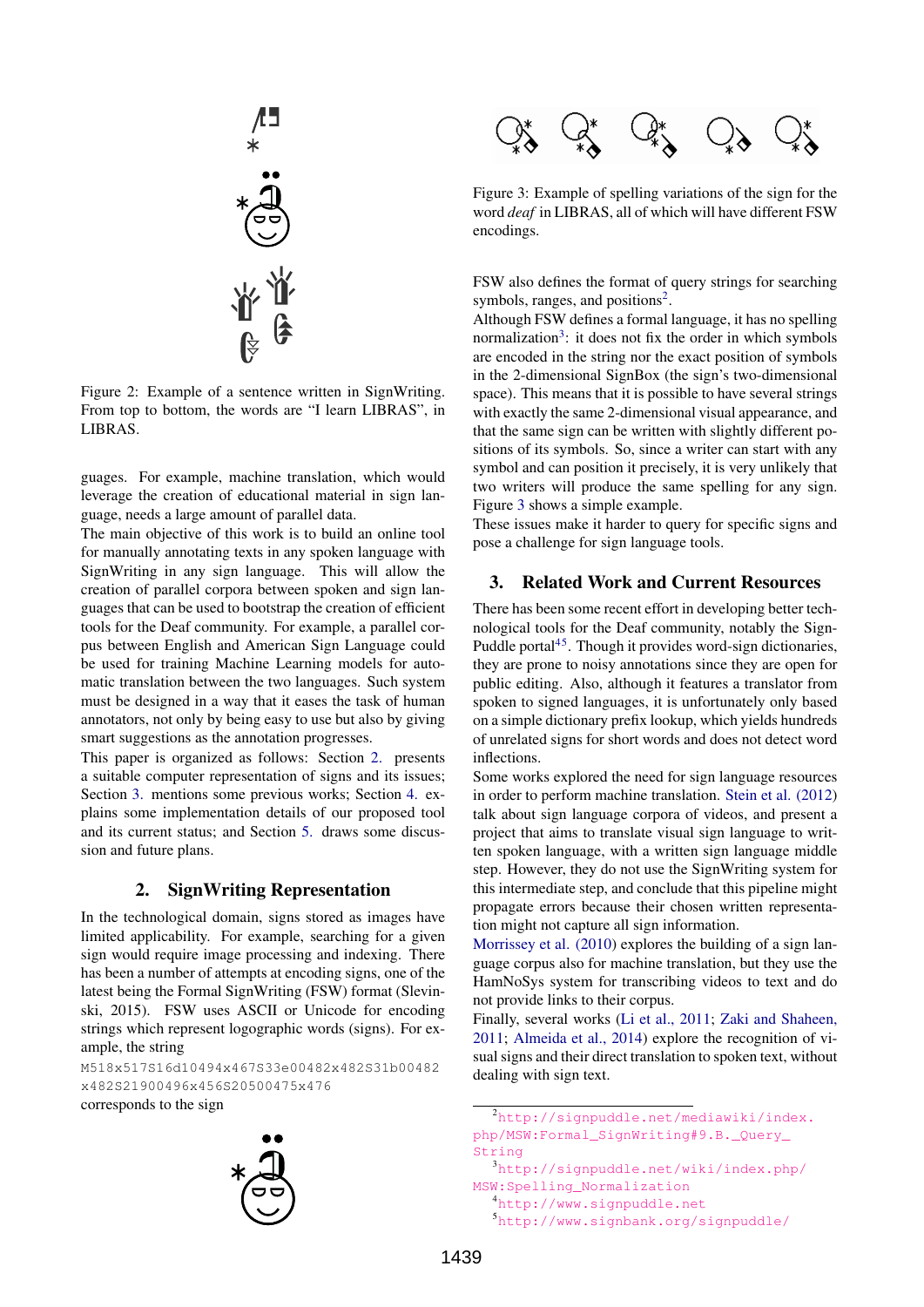Figure 2: Example of a sentence written in SignWriting. From top to bottom, the words are "I learn LIBRAS", in LIBRAS.

guages. For example, machine translation, which would leverage the creation of educational material in sign language, needs a large amount of parallel data.

The main objective of this work is to build an online tool for manually annotating texts in any spoken language with SignWriting in any sign language. This will allow the creation of parallel corpora between spoken and sign languages that can be used to bootstrap the creation of efficient tools for the Deaf community. For example, a parallel corpus between English and American Sign Language could be used for training Machine Learning models for automatic translation between the two languages. Such system must be designed in a way that it eases the task of human annotators, not only by being easy to use but also by giving smart suggestions as the annotation progresses.

This paper is organized as follows: Section 2. presents a suitable computer representation of signs and its issues; Section 3. mentions some previous works; Section 4. explains some implementation details of our proposed tool and its current status; and Section 5. draws some discussion and future plans.

## 2. SignWriting Representation

In the technological domain, signs stored as images have limited applicability. For example, searching for a given sign would require image processing and indexing. There has been a number of attempts at encoding signs, one of the latest being the Formal SignWriting (FSW) format (Slevinski, 2015). FSW uses ASCII or Unicode for encoding strings which represent logographic words (signs). For example, the string

```
M518x517S16d10494x467S33e00482x482S31b00482
x482S21900496x456S20500475x476
```

corresponds to the sign

Figure 3: Example of spelling variations of the sign for the word *deaf* in LIBRAS, all of which will have different FSW encodings.

FSW also defines the format of query strings for searching symbols, ranges, and positions[2].

Although FSW defines a formal language, it has no spelling normalization[3]: it does not fix the order in which symbols are encoded in the string nor the exact position of symbols in the 2-dimensional SignBox (the sign's two-dimensional space). This means that it is possible to have several strings with exactly the same 2-dimensional visual appearance, and that the same sign can be written with slightly different positions of its symbols. So, since a writer can start with any symbol and can position it precisely, it is very unlikely that two writers will produce the same spelling for any sign. Figure 3 shows a simple example.

These issues make it harder to query for specific signs and pose a challenge for sign language tools.

## 3. Related Work and Current Resources

There has been some recent effort in developing better technological tools for the Deaf community, notably the SignPuddle portal[4,5]. Though it provides word-sign dictionaries, they are prone to noisy annotations since they are open for public editing. Also, although it features a translator from spoken to signed languages, it is unfortunately only based on a simple dictionary prefix lookup, which yields hundreds of unrelated signs for short words and does not detect word inflections.

Some works explored the need for sign language resources in order to perform machine translation. Stein et al. (2012) talk about sign language corpora of videos, and present a project that aims to translate visual sign language to written spoken language, with a written sign language middle step. However, they do not use the SignWriting system for this intermediate step, and conclude that this pipeline might propagate errors because their chosen written representation might not capture all sign information.

Morrissey et al. (2010) explores the building of a sign language corpus also for machine translation, but they use the HamNoSys system for transcribing videos to text and do not provide links to their corpus.

Finally, several works (Li et al., 2011; Zaki and Shaheen, 2011; Almeida et al., 2014) explore the recognition of visual signs and their direct translation to spoken text, without dealing with sign text.

[2] http://signpuddle.net/mediawiki/index.php/MSW:Formal_SignWriting#9.B._Query_String

[3] http://signpuddle.net/wiki/index.php/MSW:Spelling_Normalization

[4] http://www.signpuddle.net

[5] http://www.signbank.org/signpuddle/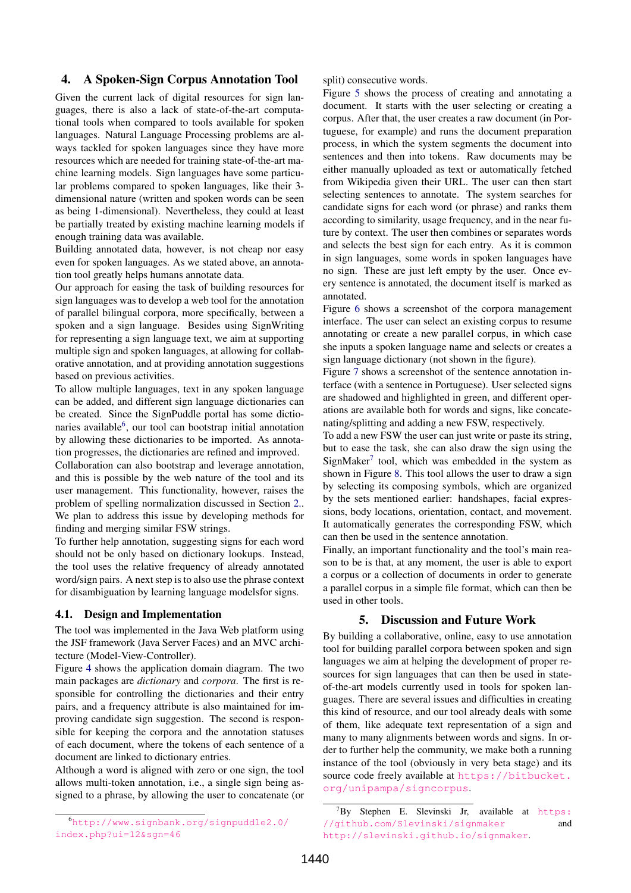## 4. A Spoken-Sign Corpus Annotation Tool

Given the current lack of digital resources for sign languages, there is also a lack of state-of-the-art computational tools when compared to tools available for spoken languages. Natural Language Processing problems are always tackled for spoken languages since they have more resources which are needed for training state-of-the-art machine learning models. Sign languages have some particular problems compared to spoken languages, like their 3-dimensional nature (written and spoken words can be seen as being 1-dimensional). Nevertheless, they could at least be partially treated by existing machine learning models if enough training data was available.

Building annotated data, however, is not cheap nor easy even for spoken languages. As we stated above, an annotation tool greatly helps humans annotate data.

Our approach for easing the task of building resources for sign languages was to develop a web tool for the annotation of parallel bilingual corpora, more specifically, between a spoken and a sign language. Besides using SignWriting for representing a sign language text, we aim at supporting multiple sign and spoken languages, at allowing for collaborative annotation, and at providing annotation suggestions based on previous activities.

To allow multiple languages, text in any spoken language can be added, and different sign language dictionaries can be created. Since the SignPuddle portal has some dictionaries available[6], our tool can bootstrap initial annotation by allowing these dictionaries to be imported. As annotation progresses, the dictionaries are refined and improved.

Collaboration can also bootstrap and leverage annotation, and this is possible by the web nature of the tool and its user management. This functionality, however, raises the problem of spelling normalization discussed in Section 2.. We plan to address this issue by developing methods for finding and merging similar FSW strings.

To further help annotation, suggesting signs for each word should not be only based on dictionary lookups. Instead, the tool uses the relative frequency of already annotated word/sign pairs. A next step is to also use the phrase context for disambiguation by learning language modelsfor signs.

### 4.1. Design and Implementation

The tool was implemented in the Java Web platform using the JSF framework (Java Server Faces) and an MVC architecture (Model-View-Controller).

Figure 4 shows the application domain diagram. The two main packages are *dictionary* and *corpora*. The first is responsible for controlling the dictionaries and their entry pairs, and a frequency attribute is also maintained for improving candidate sign suggestion. The second is responsible for keeping the corpora and the annotation statuses of each document, where the tokens of each sentence of a document are linked to dictionary entries.

Although a word is aligned with zero or one sign, the tool allows multi-token annotation, i.e., a single sign being assigned to a phrase, by allowing the user to concatenate (or split) consecutive words.

Figure 5 shows the process of creating and annotating a document. It starts with the user selecting or creating a corpus. After that, the user creates a raw document (in Portuguese, for example) and runs the document preparation process, in which the system segments the document into sentences and then into tokens. Raw documents may be either manually uploaded as text or automatically fetched from Wikipedia given their URL. The user can then start selecting sentences to annotate. The system searches for candidate signs for each word (or phrase) and ranks them according to similarity, usage frequency, and in the near future by context. The user then combines or separates words and selects the best sign for each entry. As it is common in sign languages, some words in spoken languages have no sign. These are just left empty by the user. Once every sentence is annotated, the document itself is marked as annotated.

Figure 6 shows a screenshot of the corpora management interface. The user can select an existing corpus to resume annotating or create a new parallel corpus, in which case she inputs a spoken language name and selects or creates a sign language dictionary (not shown in the figure).

Figure 7 shows a screenshot of the sentence annotation interface (with a sentence in Portuguese). User selected signs are shadowed and highlighted in green, and different operations are available both for words and signs, like concatenating/splitting and adding a new FSW, respectively.

To add a new FSW the user can just write or paste its string, but to ease the task, she can also draw the sign using the SignMaker[7] tool, which was embedded in the system as shown in Figure 8. This tool allows the user to draw a sign by selecting its composing symbols, which are organized by the sets mentioned earlier: handshapes, facial expressions, body locations, orientation, contact, and movement. It automatically generates the corresponding FSW, which can then be used in the sentence annotation.

Finally, an important functionality and the tool's main reason to be is that, at any moment, the user is able to export a corpus or a collection of documents in order to generate a parallel corpus in a simple file format, which can then be used in other tools.

## 5. Discussion and Future Work

By building a collaborative, online, easy to use annotation tool for building parallel corpora between spoken and sign languages we aim at helping the development of proper resources for sign languages that can then be used in state-of-the-art models currently used in tools for spoken languages. There are several issues and difficulties in creating this kind of resource, and our tool already deals with some of them, like adequate text representation of a sign and many to many alignments between words and signs. In order to further help the community, we make both a running instance of the tool (obviously in very beta stage) and its source code freely available at https://bitbucket.org/unipampa/signcorpus.

[6] http://www.signbank.org/signpuddle2.0/index.php?ui=12&sgn=46

[7] By Stephen E. Slevinski Jr, available at https://github.com/Slevinski/signmaker and http://slevinski.github.io/signmaker.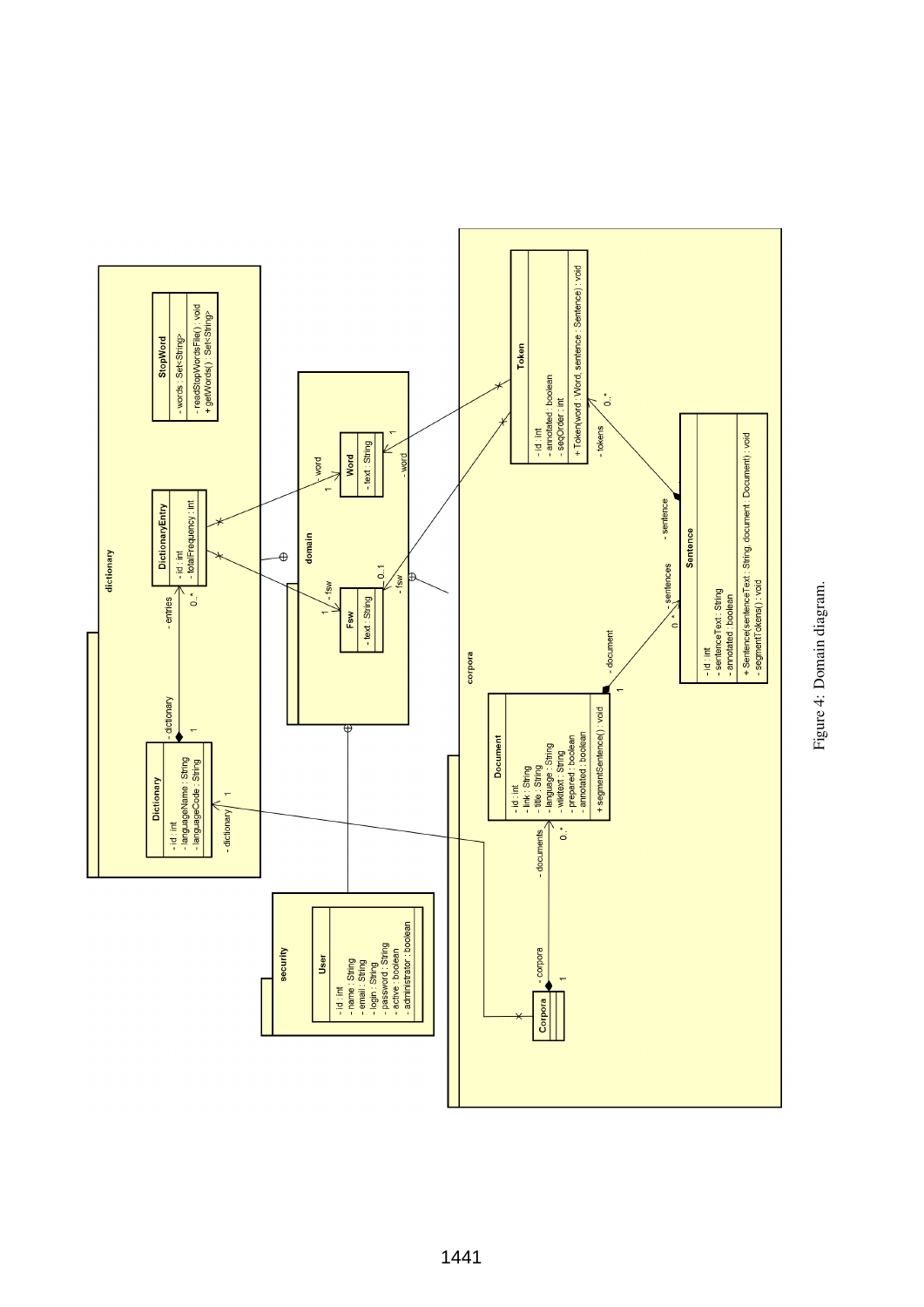Figure 4: Domain diagram.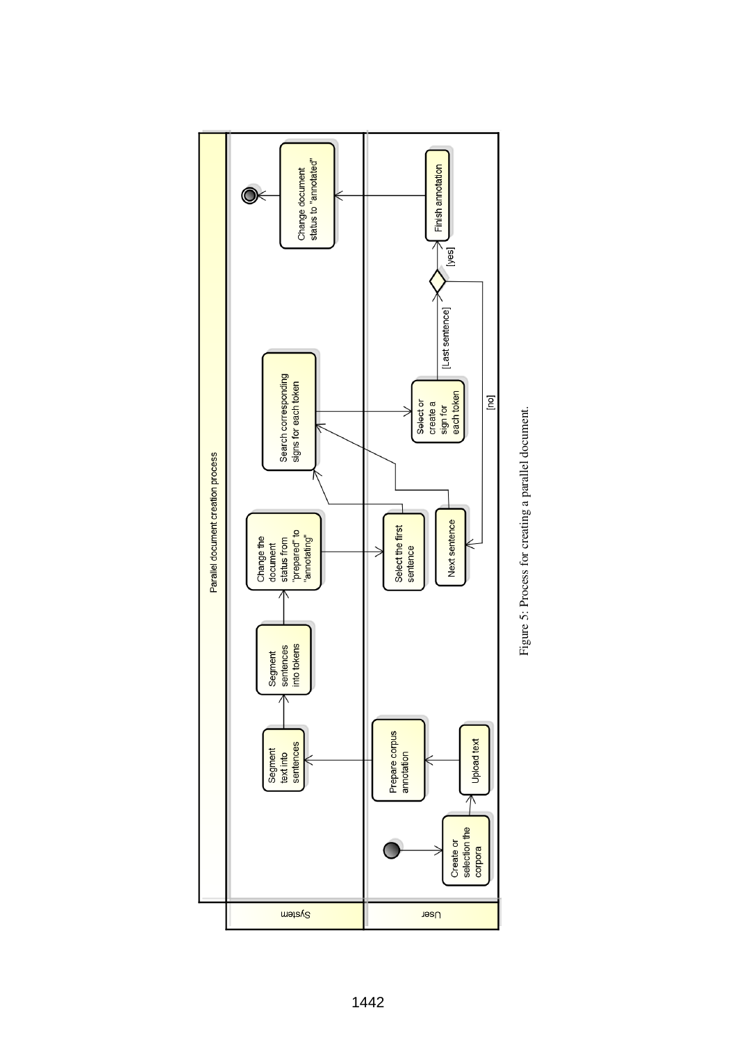Figure 5: Process for creating a parallel document.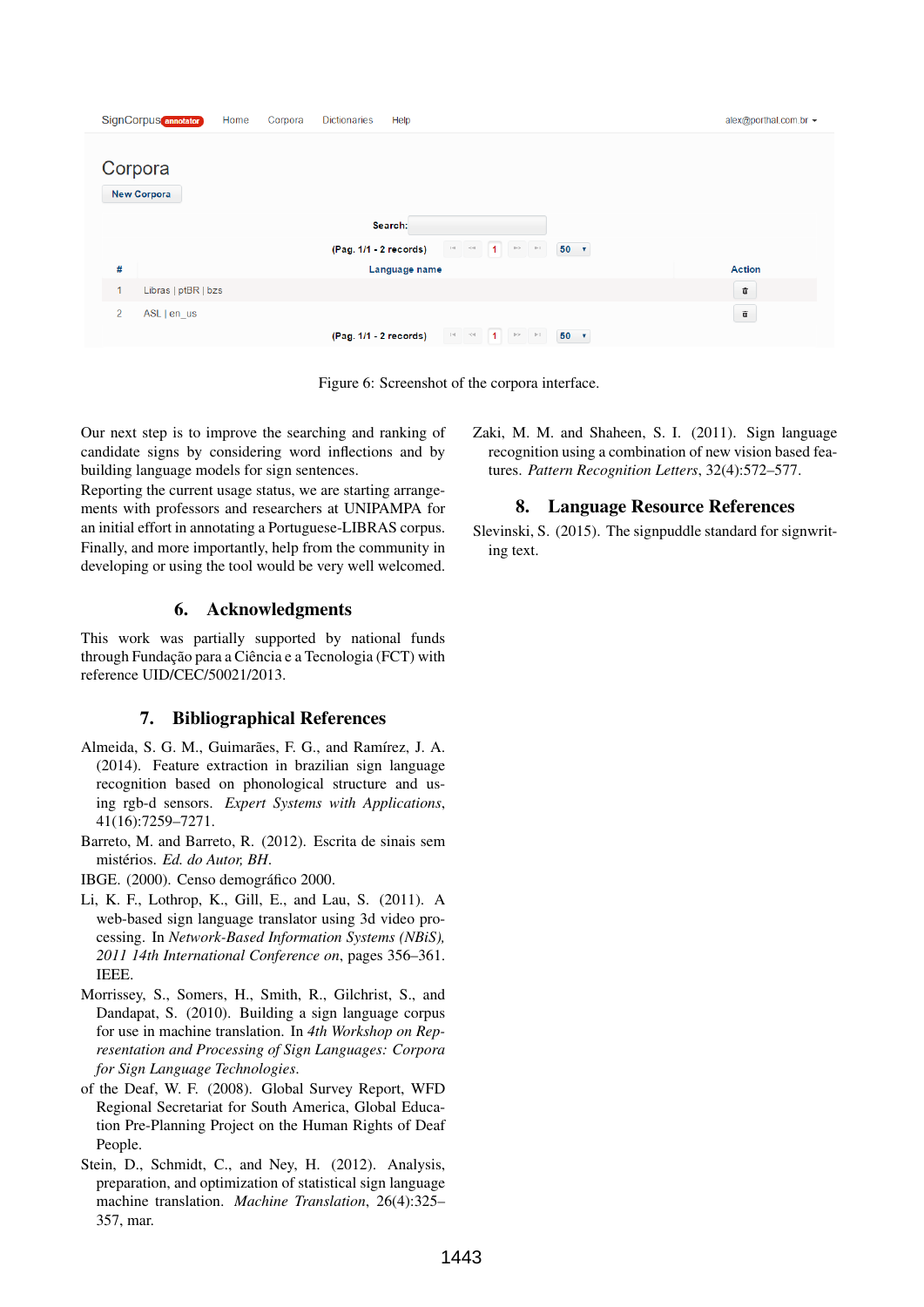Figure 6: Screenshot of the corpora interface.

Our next step is to improve the searching and ranking of candidate signs by considering word inflections and by building language models for sign sentences.
Reporting the current usage status, we are starting arrangements with professors and researchers at UNIPAMPA for an initial effort in annotating a Portuguese-LIBRAS corpus.
Finally, and more importantly, help from the community in developing or using the tool would be very well welcomed.

## 6. Acknowledgments

This work was partially supported by national funds through Fundação para a Ciência e a Tecnologia (FCT) with reference UID/CEC/50021/2013.

## 7. Bibliographical References

Almeida, S. G. M., Guimarães, F. G., and Ramírez, J. A. (2014). Feature extraction in brazilian sign language recognition based on phonological structure and using rgb-d sensors. *Expert Systems with Applications*, 41(16):7259–7271.

Barreto, M. and Barreto, R. (2012). Escrita de sinais sem mistérios. *Ed. do Autor, BH*.

IBGE. (2000). Censo demográfico 2000.

Li, K. F., Lothrop, K., Gill, E., and Lau, S. (2011). A web-based sign language translator using 3d video processing. In *Network-Based Information Systems (NBiS), 2011 14th International Conference on*, pages 356–361. IEEE.

Morrissey, S., Somers, H., Smith, R., Gilchrist, S., and Dandapat, S. (2010). Building a sign language corpus for use in machine translation. In *4th Workshop on Representation and Processing of Sign Languages: Corpora for Sign Language Technologies*.

of the Deaf, W. F. (2008). Global Survey Report, WFD Regional Secretariat for South America, Global Education Pre-Planning Project on the Human Rights of Deaf People.

Stein, D., Schmidt, C., and Ney, H. (2012). Analysis, preparation, and optimization of statistical sign language machine translation. *Machine Translation*, 26(4):325–357, mar.

Zaki, M. M. and Shaheen, S. I. (2011). Sign language recognition using a combination of new vision based features. *Pattern Recognition Letters*, 32(4):572–577.

## 8. Language Resource References

Slevinski, S. (2015). The signpuddle standard for signwriting text.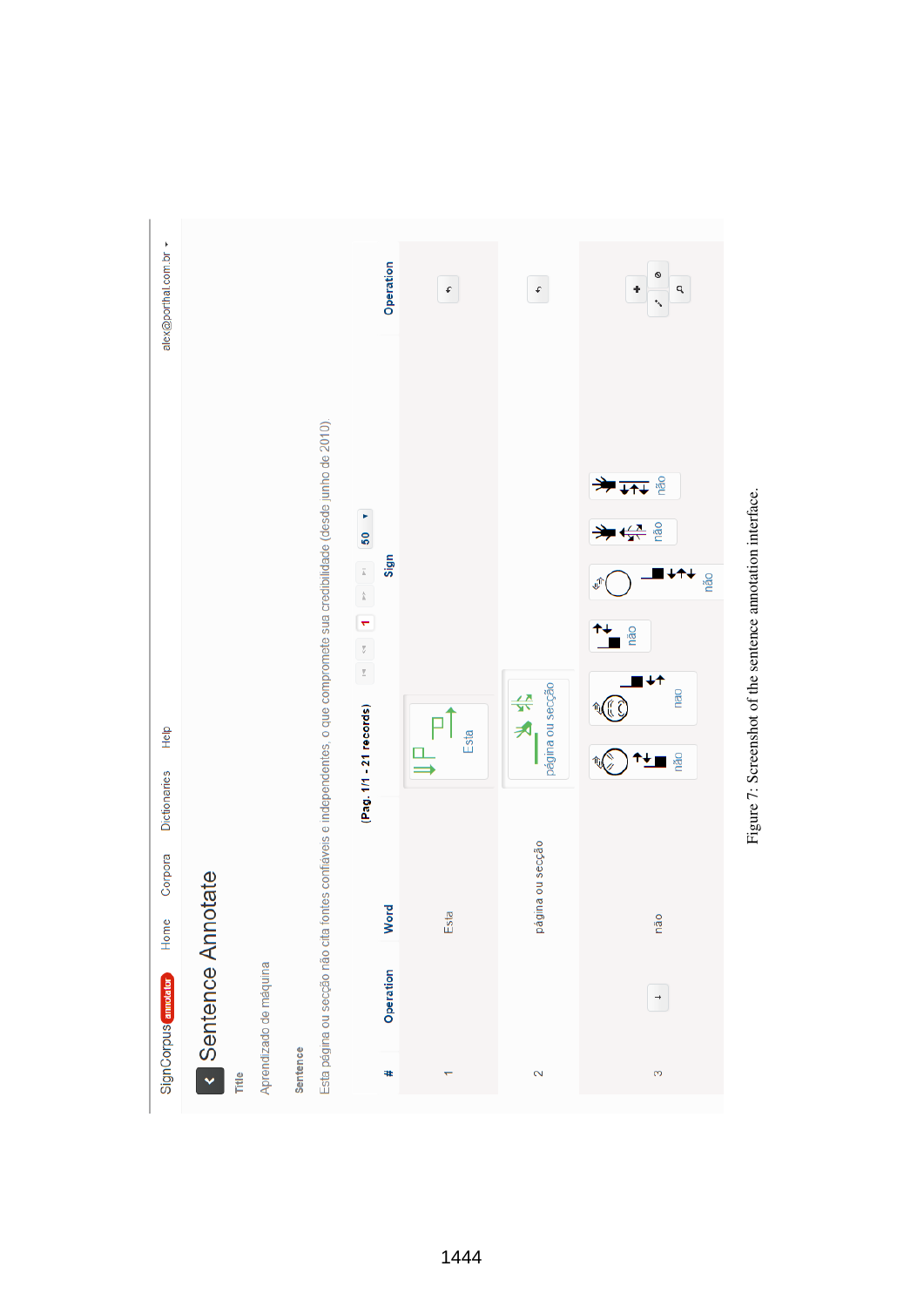Figure 7: Screenshot of the sentence annotation interface.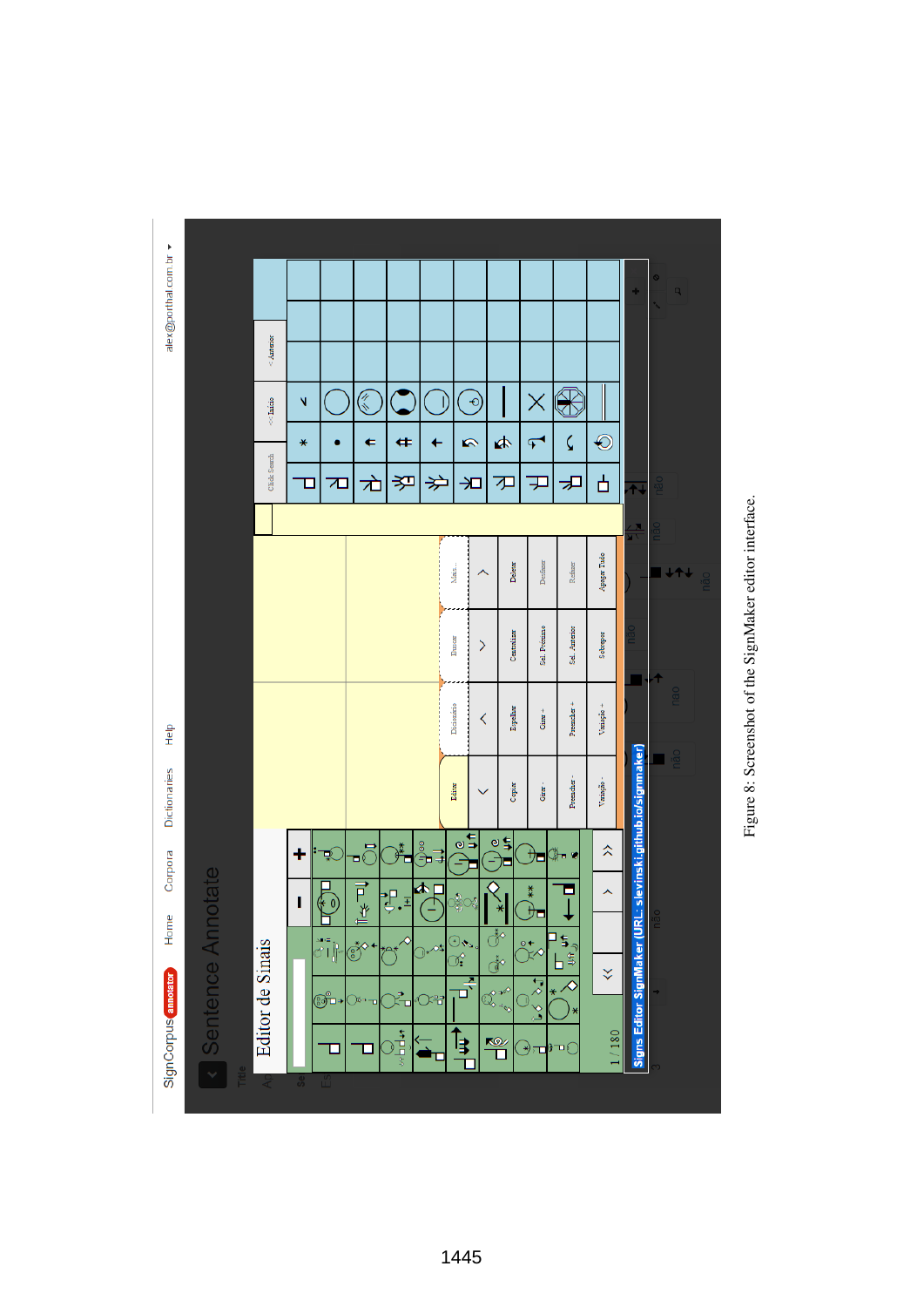Figure 8: Screenshot of the SignMaker editor interface.